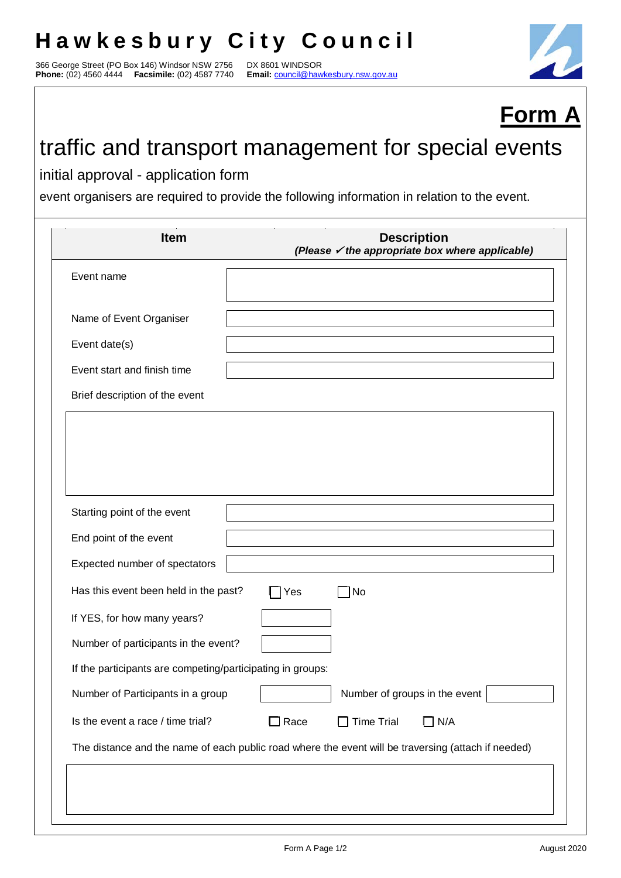# Hawkesbury City Council

366 George Street (PO Box 146) Windsor NSW 2756 DX 8601 WINDSOR
**Phone:** (02) 4560 4444 **Facsimile:** (02) 4587 7740 **Email:** council@hawkesbury.nsw.gov.au

## Form A

# traffic and transport management for special events

## initial approval - application form

event organisers are required to provide the following information in relation to the event.

| Item | Description *(Please ✓ the appropriate box where applicable)* |
|---|---|
| Event name | |
| Name of Event Organiser | |
| Event date(s) | |
| Event start and finish time | |
| Brief description of the event | |
| Starting point of the event | |
| End point of the event | |
| Expected number of spectators | |
| Has this event been held in the past? | ☐ Yes ☐ No |
| If YES, for how many years? | |
| Number of participants in the event? | |
| If the participants are competing/participating in groups: | |
| Number of Participants in a group | Number of groups in the event |
| Is the event a race / time trial? | ☐ Race ☐ Time Trial ☐ N/A |
| The distance and the name of each public road where the event will be traversing (attach if needed) | |

August 2020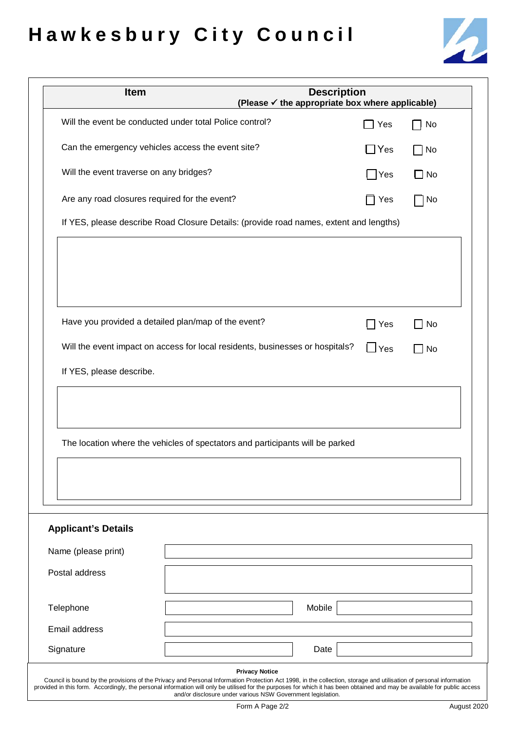# Hawkesbury City Council

| Item | Description (Please ✓ the appropriate box where applicable) | |
|---|---|---|
| Will the event be conducted under total Police control? | ☐ Yes | ☐ No |
| Can the emergency vehicles access the event site? | ☐ Yes | ☐ No |
| Will the event traverse on any bridges? | ☐ Yes | ☐ No |
| Are any road closures required for the event? | ☐ Yes | ☐ No |

If YES, please describe Road Closure Details: (provide road names, extent and lengths)

| |
|---|
| |

| | | |
|---|---|---|
| Have you provided a detailed plan/map of the event? | ☐ Yes | ☐ No |
| Will the event impact on access for local residents, businesses or hospitals? | ☐ Yes | ☐ No |

If YES, please describe.

| |
|---|
| |

The location where the vehicles of spectators and participants will be parked

| |
|---|
| |

## Applicant's Details

| | | | |
|---|---|---|---|
| Name (please print) | | | |
| Postal address | | | |
| Telephone | | Mobile | |
| Email address | | | |
| Signature | | Date | |

**Privacy Notice**

Council is bound by the provisions of the Privacy and Personal Information Protection Act 1998, in the collection, storage and utilisation of personal information provided in this form. Accordingly, the personal information will only be utilised for the purposes for which it has been obtained and may be available for public access and/or disclosure under various NSW Government legislation.

Form A Page 2/2 August 2020